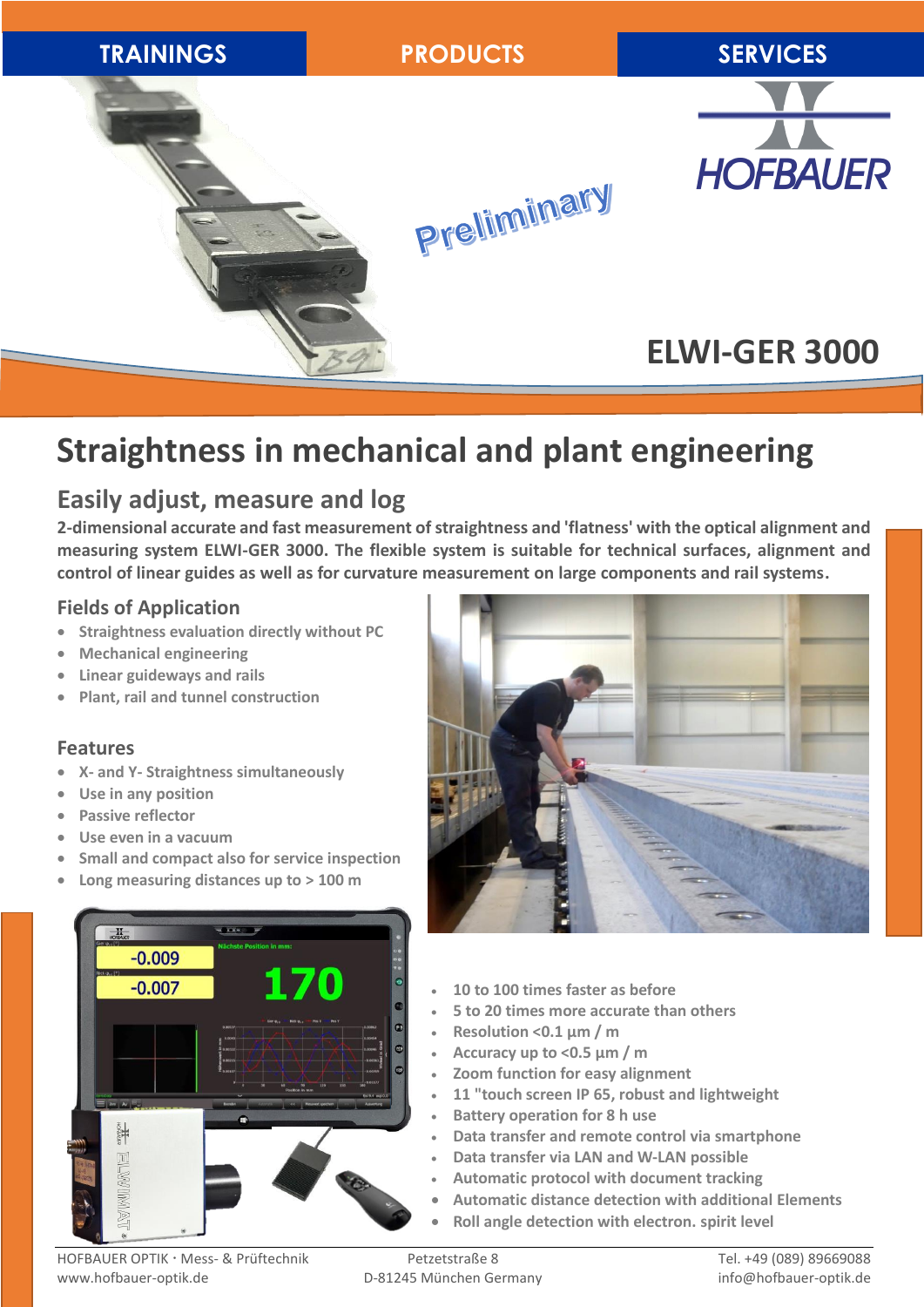TRAININGS PRODUCTS SERVICES

HOFBAUER

Preliminary

# ELWI-GER 3000

## Straightness in mechanical and plant engineering

### Easily adjust, measure and log

**2-dimensional accurate and fast measurement of straightness and 'flatness' with the optical alignment and measuring system ELWI-GER 3000. The flexible system is suitable for technical surfaces, alignment and control of linear guides as well as for curvature measurement on large components and rail systems.**

### Fields of Application

- Straightness evaluation directly without PC
- Mechanical engineering
- Linear guideways and rails
- Plant, rail and tunnel construction

### Features

- X- and Y- Straightness simultaneously
- Use in any position
- Passive reflector
- Use even in a vacuum
- Small and compact also for service inspection
- Long measuring distances up to > 100 m

- 10 to 100 times faster as before
- 5 to 20 times more accurate than others
- Resolution <0.1 µm / m
- Accuracy up to <0.5 µm / m
- Zoom function for easy alignment
- 11 "touch screen IP 65, robust and lightweight
- Battery operation for 8 h use
- Data transfer and remote control via smartphone
- Data transfer via LAN and W-LAN possible
- Automatic protocol with document tracking
- Automatic distance detection with additional Elements
- Roll angle detection with electron. spirit level

HOFBAUER OPTIK · Mess- & Prüftechnik
www.hofbauer-optik.de

Petzetstraße 8
D-81245 München Germany

Tel. +49 (089) 89669088
info@hofbauer-optik.de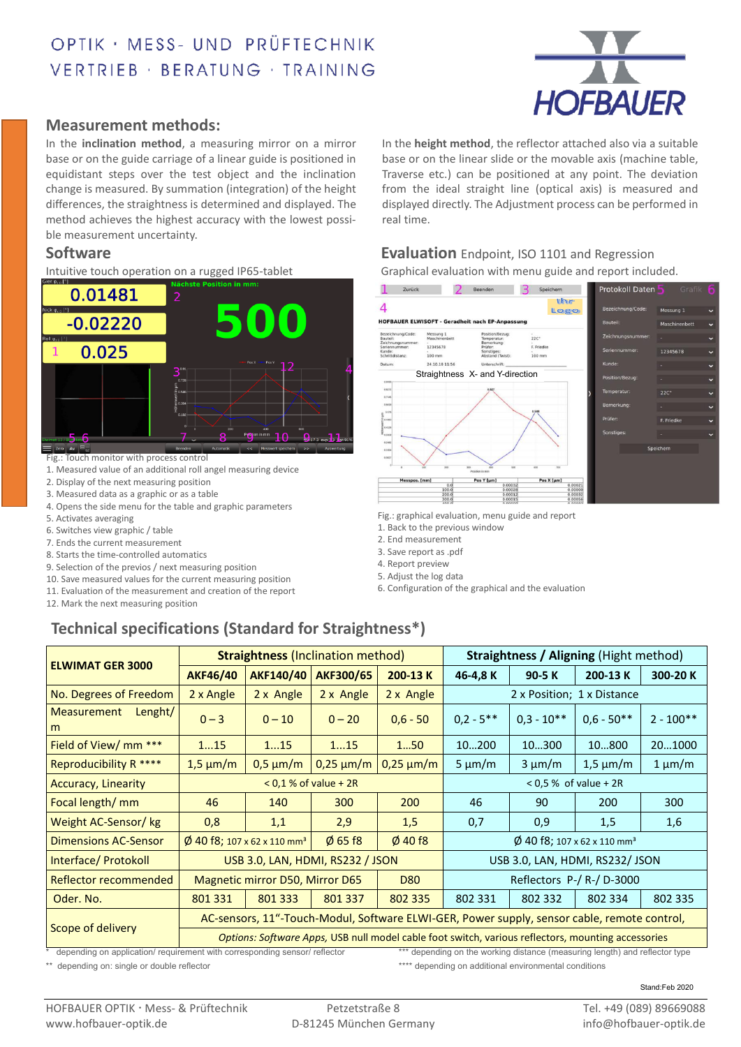OPTIK · MESS- UND PRÜFTECHNIK
VERTRIEB · BERATUNG · TRAINING

HOFBAUER

## Measurement methods:

In the **inclination method**, a measuring mirror on a mirror base or on the guide carriage of a linear guide is positioned in equidistant steps over the test object and the inclination change is measured. By summation (integration) of the height differences, the straightness is determined and displayed. The method achieves the highest accuracy with the lowest possible measurement uncertainty.

In the **height method**, the reflector attached also via a suitable base or on the linear slide or the movable axis (machine table, Traverse etc.) can be positioned at any point. The deviation from the ideal straight line (optical axis) is measured and displayed directly. The Adjustment process can be performed in real time.

## Software

Intuitive touch operation on a rugged IP65-tablet

Fig.: Touch monitor with process control

1. Measured value of an additional roll angel measuring device
2. Display of the next measuring position
3. Measured data as a graphic or as a table
4. Opens the side menu for the table and graphic parameters
5. Activates averaging
6. Switches view graphic / table
7. Ends the current measurement
8. Starts the time-controlled automatics
9. Selection of the previos / next measuring position
10. Save measured values for the current measuring position
11. Evaluation of the measurement and creation of the report
12. Mark the next measuring position

## Evaluation Endpoint, ISO 1101 and Regression

Graphical evaluation with menu guide and report included.

Fig.: graphical evaluation, menu guide and report

1. Back to the previous window
2. End measurement
3. Save report as .pdf
4. Report preview
5. Adjust the log data
6. Configuration of the graphical and the evaluation

## Technical specifications (Standard for Straightness*)

| ELWIMAT GER 3000 | **Straightness** (Inclination method) | | | | **Straightness / Aligning** (Hight method) | | | |
|---|---|---|---|---|---|---|---|---|
| | **AKF46/40** | **AKF140/40** | **AKF300/65** | **200-13 K** | **46-4,8 K** | **90-5 K** | **200-13 K** | **300-20 K** |
| No. Degrees of Freedom | 2 x Angle | 2 x Angle | 2 x Angle | 2 x Angle | 2 x Position; 1 x Distance | | | |
| Measurement Lenght/ m | 0 – 3 | 0 – 10 | 0 – 20 | 0,6 - 50 | 0,2 - 5** | 0,3 - 10** | 0,6 - 50** | 2 - 100** |
| Field of View/ mm *** | 1…15 | 1…15 | 1…15 | 1…50 | 10…200 | 10…300 | 10…800 | 20…1000 |
| Reproducibility R **** | 1,5 µm/m | 0,5 µm/m | 0,25 µm/m | 0,25 µm/m | 5 µm/m | 3 µm/m | 1,5 µm/m | 1 µm/m |
| Accuracy, Linearity | < 0,1 % of value + 2R | | | | < 0,5 % of value + 2R | | | |
| Focal length/ mm | 46 | 140 | 300 | 200 | 46 | 90 | 200 | 300 |
| Weight AC-Sensor/ kg | 0,8 | 1,1 | 2,9 | 1,5 | 0,7 | 0,9 | 1,5 | 1,6 |
| Dimensions AC-Sensor | Ø 40 f8; 107 x 62 x 110 mm³ | | Ø 65 f8 | Ø 40 f8 | Ø 40 f8; 107 x 62 x 110 mm³ | | | |
| Interface/ Protokoll | USB 3.0, LAN, HDMI, RS232 / JSON | | | | USB 3.0, LAN, HDMI, RS232/ JSON | | | |
| Reflector recommended | Magnetic mirror D50, Mirror D65 | | | D80 | Reflectors P-/ R-/ D-3000 | | | |
| Oder. No. | 801 331 | 801 333 | 801 337 | 802 335 | 802 331 | 802 332 | 802 334 | 802 335 |
| Scope of delivery | AC-sensors, 11"-Touch-Modul, Software ELWI-GER, Power supply, sensor cable, remote control, | | | | | | | |
| | *Options: Software Apps,* USB null model cable foot switch, various reflectors, mounting accessories | | | | | | | |

\* depending on application/ requirement with corresponding sensor/ reflector
** depending on: single or double reflector
*** depending on the working distance (measuring length) and reflector type
**** depending on additional environmental conditions

Stand:Feb 2020

HOFBAUER OPTIK · Mess- & Prüftechnik
www.hofbauer-optik.de
Petzetstraße 8
D-81245 München Germany
Tel. +49 (089) 89669088
info@hofbauer-optik.de